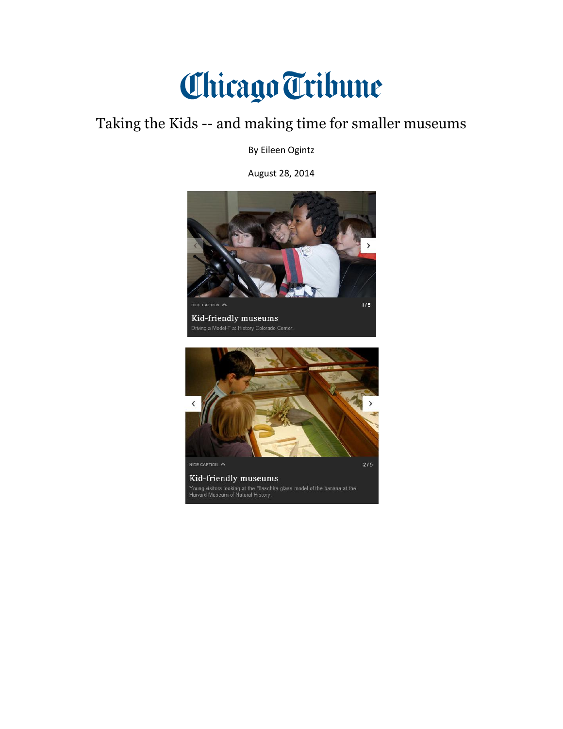Chicago Tribune

# Taking the Kids -- and making time for smaller museums

By Eileen Ogintz

August 28, 2014

HIDE CAPTION 1 / 5

**Kid-friendly museums**

Driving a Model-T at History Colorado Center.

HIDE CAPTION 2 / 5

**Kid-friendly museums**

Young visitors looking at the Blaschka glass model of the banana at the Harvard Museum of Natural History.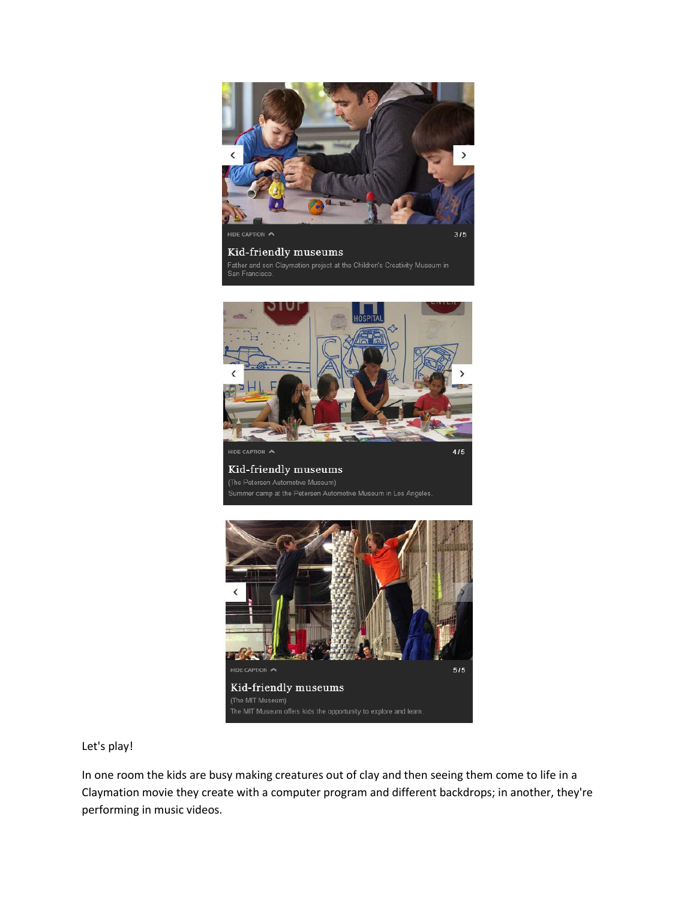HIDE CAPTION 3/5

**Kid-friendly museums**

Father and son Claymation project at the Children's Creativity Museum in San Francisco.

HIDE CAPTION 4/5

**Kid-friendly museums**

(The Petersen Automotive Museum)

Summer camp at the Petersen Automotive Museum in Los Angeles.

HIDE CAPTION 5/5

**Kid-friendly museums**

(The MIT Museum)

The MIT Museum offers kids the opportunity to explore and learn.

Let's play!

In one room the kids are busy making creatures out of clay and then seeing them come to life in a Claymation movie they create with a computer program and different backdrops; in another, they're performing in music videos.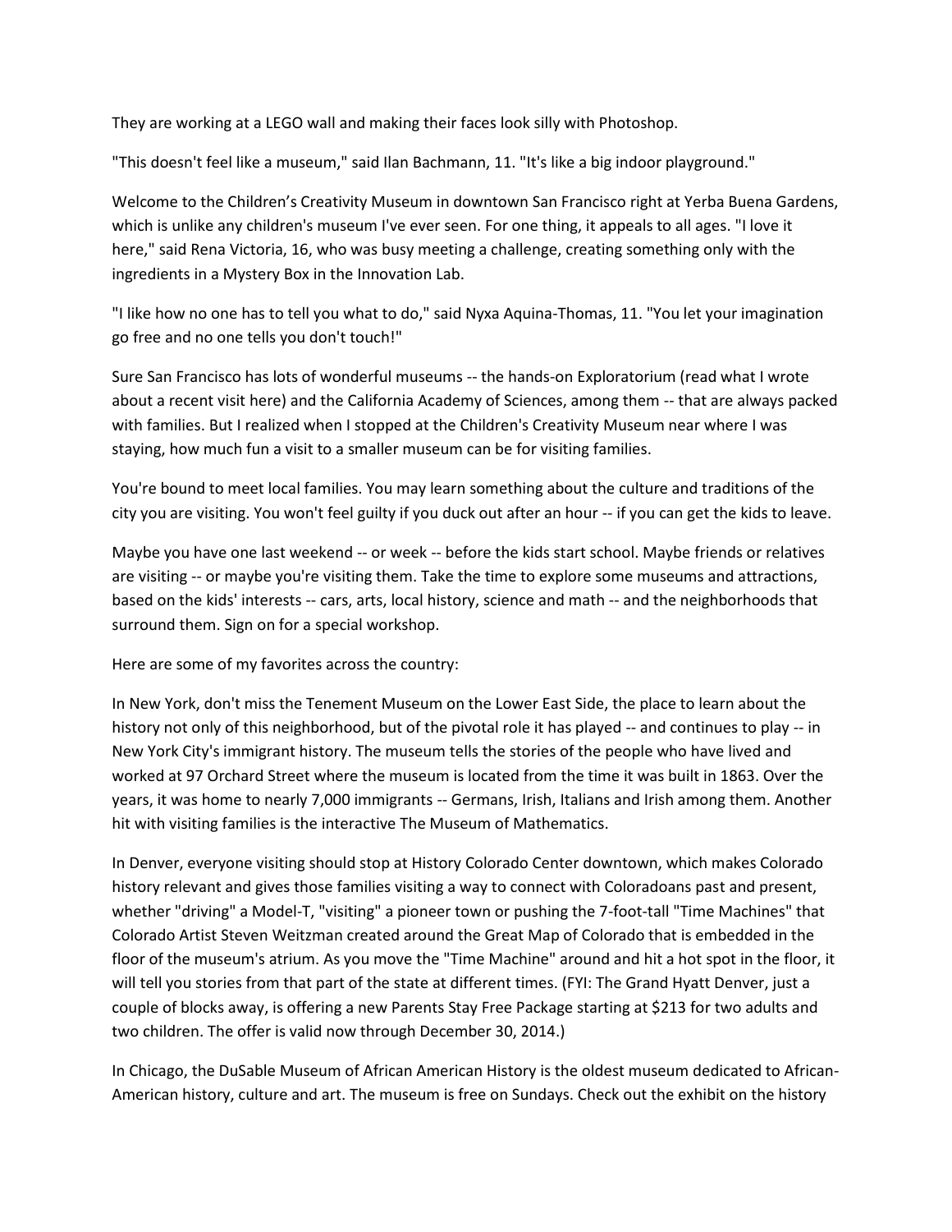They are working at a LEGO wall and making their faces look silly with Photoshop.

"This doesn't feel like a museum," said Ilan Bachmann, 11. "It's like a big indoor playground."

Welcome to the Children's Creativity Museum in downtown San Francisco right at Yerba Buena Gardens, which is unlike any children's museum I've ever seen. For one thing, it appeals to all ages. "I love it here," said Rena Victoria, 16, who was busy meeting a challenge, creating something only with the ingredients in a Mystery Box in the Innovation Lab.

"I like how no one has to tell you what to do," said Nyxa Aquina-Thomas, 11. "You let your imagination go free and no one tells you don't touch!"

Sure San Francisco has lots of wonderful museums -- the hands-on Exploratorium (read what I wrote about a recent visit here) and the California Academy of Sciences, among them -- that are always packed with families. But I realized when I stopped at the Children's Creativity Museum near where I was staying, how much fun a visit to a smaller museum can be for visiting families.

You're bound to meet local families. You may learn something about the culture and traditions of the city you are visiting. You won't feel guilty if you duck out after an hour -- if you can get the kids to leave.

Maybe you have one last weekend -- or week -- before the kids start school. Maybe friends or relatives are visiting -- or maybe you're visiting them. Take the time to explore some museums and attractions, based on the kids' interests -- cars, arts, local history, science and math -- and the neighborhoods that surround them. Sign on for a special workshop.

Here are some of my favorites across the country:

In New York, don't miss the Tenement Museum on the Lower East Side, the place to learn about the history not only of this neighborhood, but of the pivotal role it has played -- and continues to play -- in New York City's immigrant history. The museum tells the stories of the people who have lived and worked at 97 Orchard Street where the museum is located from the time it was built in 1863. Over the years, it was home to nearly 7,000 immigrants -- Germans, Irish, Italians and Irish among them. Another hit with visiting families is the interactive The Museum of Mathematics.

In Denver, everyone visiting should stop at History Colorado Center downtown, which makes Colorado history relevant and gives those families visiting a way to connect with Coloradoans past and present, whether "driving" a Model-T, "visiting" a pioneer town or pushing the 7-foot-tall "Time Machines" that Colorado Artist Steven Weitzman created around the Great Map of Colorado that is embedded in the floor of the museum's atrium. As you move the "Time Machine" around and hit a hot spot in the floor, it will tell you stories from that part of the state at different times. (FYI: The Grand Hyatt Denver, just a couple of blocks away, is offering a new Parents Stay Free Package starting at $213 for two adults and two children. The offer is valid now through December 30, 2014.)

In Chicago, the DuSable Museum of African American History is the oldest museum dedicated to African-American history, culture and art. The museum is free on Sundays. Check out the exhibit on the history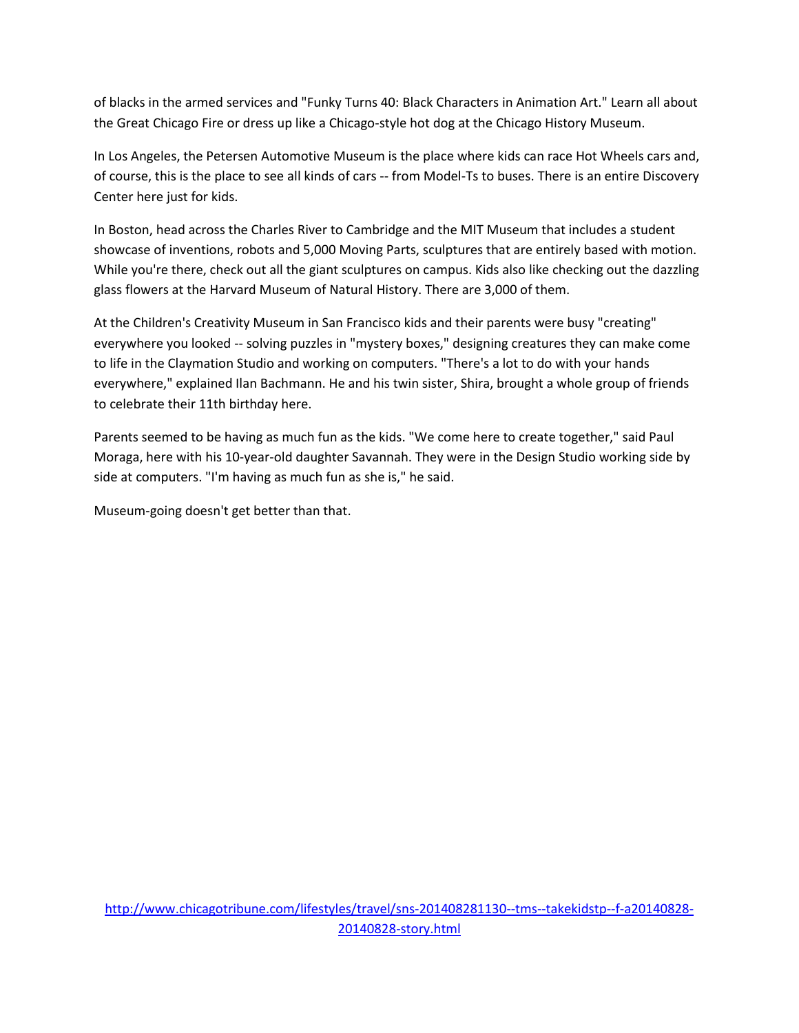of blacks in the armed services and "Funky Turns 40: Black Characters in Animation Art." Learn all about the Great Chicago Fire or dress up like a Chicago-style hot dog at the Chicago History Museum.

In Los Angeles, the Petersen Automotive Museum is the place where kids can race Hot Wheels cars and, of course, this is the place to see all kinds of cars -- from Model-Ts to buses. There is an entire Discovery Center here just for kids.

In Boston, head across the Charles River to Cambridge and the MIT Museum that includes a student showcase of inventions, robots and 5,000 Moving Parts, sculptures that are entirely based with motion. While you're there, check out all the giant sculptures on campus. Kids also like checking out the dazzling glass flowers at the Harvard Museum of Natural History. There are 3,000 of them.

At the Children's Creativity Museum in San Francisco kids and their parents were busy "creating" everywhere you looked -- solving puzzles in "mystery boxes," designing creatures they can make come to life in the Claymation Studio and working on computers. "There's a lot to do with your hands everywhere," explained Ilan Bachmann. He and his twin sister, Shira, brought a whole group of friends to celebrate their 11th birthday here.

Parents seemed to be having as much fun as the kids. "We come here to create together," said Paul Moraga, here with his 10-year-old daughter Savannah. They were in the Design Studio working side by side at computers. "I'm having as much fun as she is," he said.

Museum-going doesn't get better than that.

http://www.chicagotribune.com/lifestyles/travel/sns-201408281130--tms--takekidstp--f-a20140828-20140828-story.html